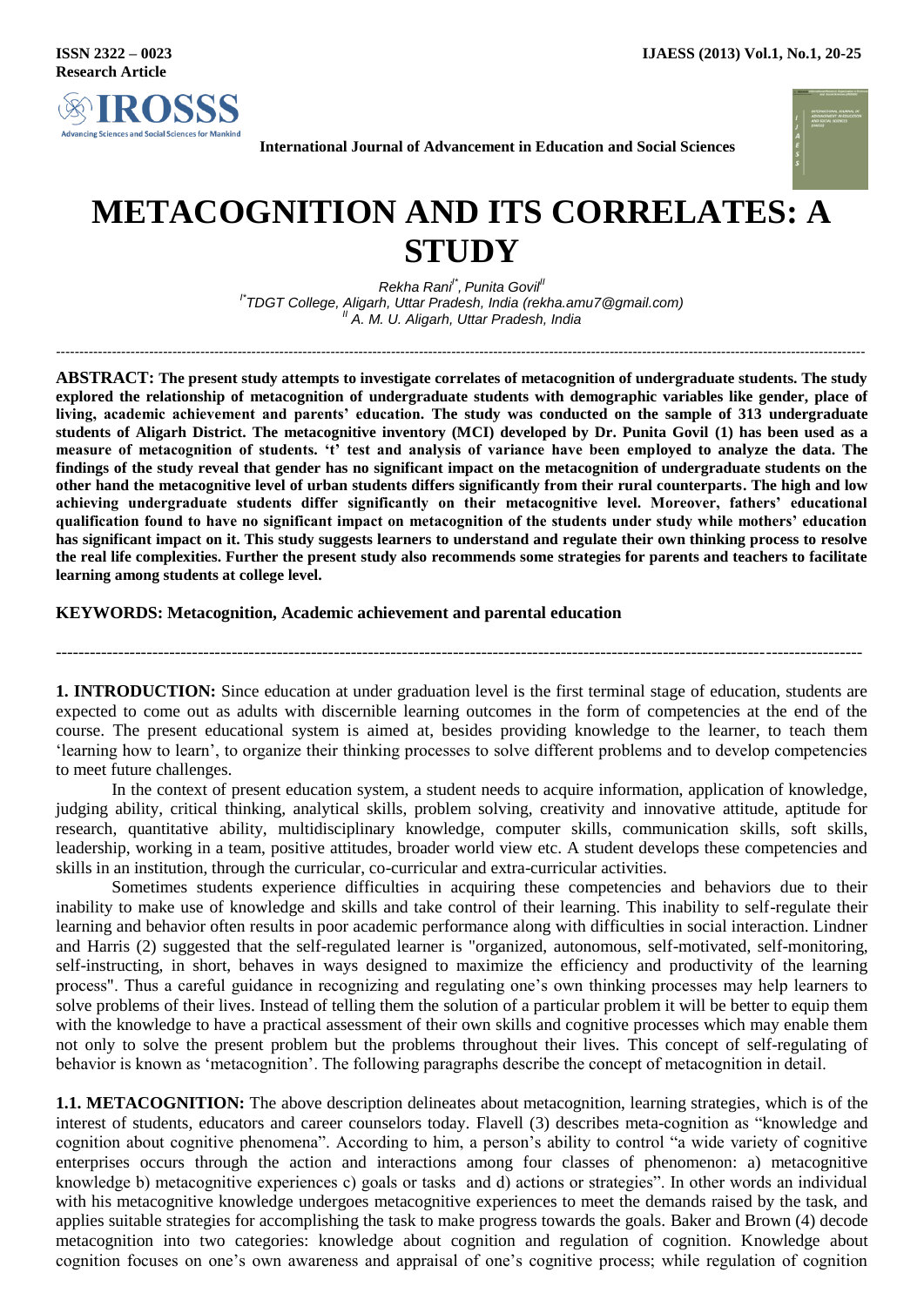ISSN 2322 – 0023

Research Article

International Journal of Advancement in Education and Social Sciences

# METACOGNITION AND ITS CORRELATES: A STUDY

*Rekha Rani[I*], Punita Govil[II]*

*[I*]TDGT College, Aligarh, Uttar Pradesh, India (rekha.amu7@gmail.com)*

*[II] A. M. U. Aligarh, Uttar Pradesh, India*

---

**ABSTRACT: The present study attempts to investigate correlates of metacognition of undergraduate students. The study explored the relationship of metacognition of undergraduate students with demographic variables like gender, place of living, academic achievement and parents' education. The study was conducted on the sample of 313 undergraduate students of Aligarh District. The metacognitive inventory (MCI) developed by Dr. Punita Govil (1) has been used as a measure of metacognition of students. 't' test and analysis of variance have been employed to analyze the data. The findings of the study reveal that gender has no significant impact on the metacognition of undergraduate students on the other hand the metacognitive level of urban students differs significantly from their rural counterparts. The high and low achieving undergraduate students differ significantly on their metacognitive level. Moreover, fathers' educational qualification found to have no significant impact on metacognition of the students under study while mothers' education has significant impact on it. This study suggests learners to understand and regulate their own thinking process to resolve the real life complexities. Further the present study also recommends some strategies for parents and teachers to facilitate learning among students at college level.**

**KEYWORDS: Metacognition, Academic achievement and parental education**

---

**1. INTRODUCTION:** Since education at under graduation level is the first terminal stage of education, students are expected to come out as adults with discernible learning outcomes in the form of competencies at the end of the course. The present educational system is aimed at, besides providing knowledge to the learner, to teach them 'learning how to learn', to organize their thinking processes to solve different problems and to develop competencies to meet future challenges.

In the context of present education system, a student needs to acquire information, application of knowledge, judging ability, critical thinking, analytical skills, problem solving, creativity and innovative attitude, aptitude for research, quantitative ability, multidisciplinary knowledge, computer skills, communication skills, soft skills, leadership, working in a team, positive attitudes, broader world view etc. A student develops these competencies and skills in an institution, through the curricular, co-curricular and extra-curricular activities.

Sometimes students experience difficulties in acquiring these competencies and behaviors due to their inability to make use of knowledge and skills and take control of their learning. This inability to self-regulate their learning and behavior often results in poor academic performance along with difficulties in social interaction. Lindner and Harris (2) suggested that the self-regulated learner is "organized, autonomous, self-motivated, self-monitoring, self-instructing, in short, behaves in ways designed to maximize the efficiency and productivity of the learning process". Thus a careful guidance in recognizing and regulating one's own thinking processes may help learners to solve problems of their lives. Instead of telling them the solution of a particular problem it will be better to equip them with the knowledge to have a practical assessment of their own skills and cognitive processes which may enable them not only to solve the present problem but the problems throughout their lives. This concept of self-regulating of behavior is known as 'metacognition'. The following paragraphs describe the concept of metacognition in detail.

**1.1. METACOGNITION:** The above description delineates about metacognition, learning strategies, which is of the interest of students, educators and career counselors today. Flavell (3) describes meta-cognition as "knowledge and cognition about cognitive phenomena". According to him, a person's ability to control "a wide variety of cognitive enterprises occurs through the action and interactions among four classes of phenomenon: a) metacognitive knowledge b) metacognitive experiences c) goals or tasks and d) actions or strategies". In other words an individual with his metacognitive knowledge undergoes metacognitive experiences to meet the demands raised by the task, and applies suitable strategies for accomplishing the task to make progress towards the goals. Baker and Brown (4) decode metacognition into two categories: knowledge about cognition and regulation of cognition. Knowledge about cognition focuses on one's own awareness and appraisal of one's cognitive process; while regulation of cognition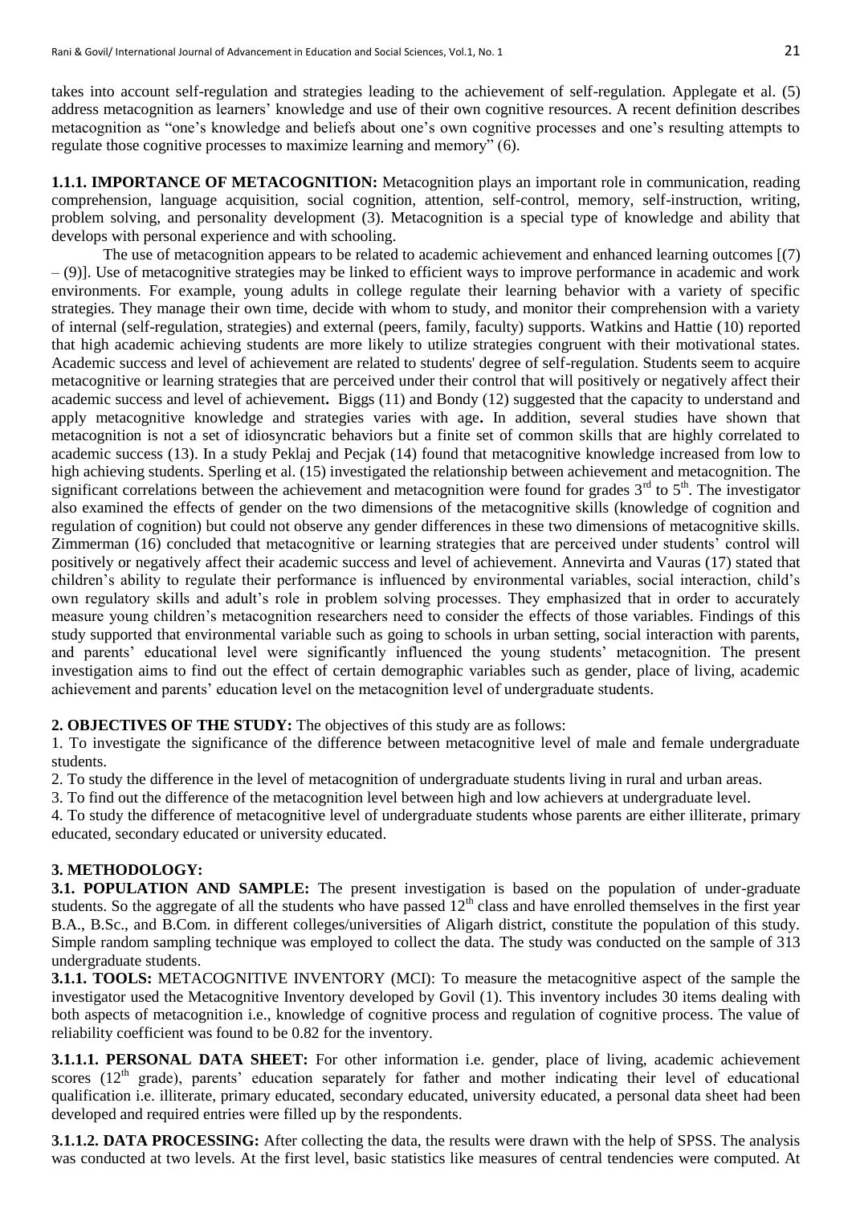takes into account self-regulation and strategies leading to the achievement of self-regulation. Applegate et al. (5) address metacognition as learners' knowledge and use of their own cognitive resources. A recent definition describes metacognition as "one's knowledge and beliefs about one's own cognitive processes and one's resulting attempts to regulate those cognitive processes to maximize learning and memory" (6).

**1.1.1. IMPORTANCE OF METACOGNITION:** Metacognition plays an important role in communication, reading comprehension, language acquisition, social cognition, attention, self-control, memory, self-instruction, writing, problem solving, and personality development (3). Metacognition is a special type of knowledge and ability that develops with personal experience and with schooling.

The use of metacognition appears to be related to academic achievement and enhanced learning outcomes [(7) – (9)]. Use of metacognitive strategies may be linked to efficient ways to improve performance in academic and work environments. For example, young adults in college regulate their learning behavior with a variety of specific strategies. They manage their own time, decide with whom to study, and monitor their comprehension with a variety of internal (self-regulation, strategies) and external (peers, family, faculty) supports. Watkins and Hattie (10) reported that high academic achieving students are more likely to utilize strategies congruent with their motivational states. Academic success and level of achievement are related to students' degree of self-regulation. Students seem to acquire metacognitive or learning strategies that are perceived under their control that will positively or negatively affect their academic success and level of achievement**.** Biggs (11) and Bondy (12) suggested that the capacity to understand and apply metacognitive knowledge and strategies varies with age**.** In addition, several studies have shown that metacognition is not a set of idiosyncratic behaviors but a finite set of common skills that are highly correlated to academic success (13). In a study Peklaj and Pecjak (14) found that metacognitive knowledge increased from low to high achieving students. Sperling et al. (15) investigated the relationship between achievement and metacognition. The significant correlations between the achievement and metacognition were found for grades 3rd to 5th. The investigator also examined the effects of gender on the two dimensions of the metacognitive skills (knowledge of cognition and regulation of cognition) but could not observe any gender differences in these two dimensions of metacognitive skills. Zimmerman (16) concluded that metacognitive or learning strategies that are perceived under students' control will positively or negatively affect their academic success and level of achievement. Annevirta and Vauras (17) stated that children's ability to regulate their performance is influenced by environmental variables, social interaction, child's own regulatory skills and adult's role in problem solving processes. They emphasized that in order to accurately measure young children's metacognition researchers need to consider the effects of those variables. Findings of this study supported that environmental variable such as going to schools in urban setting, social interaction with parents, and parents' educational level were significantly influenced the young students' metacognition. The present investigation aims to find out the effect of certain demographic variables such as gender, place of living, academic achievement and parents' education level on the metacognition level of undergraduate students.

**2. OBJECTIVES OF THE STUDY:** The objectives of this study are as follows:

1. To investigate the significance of the difference between metacognitive level of male and female undergraduate students.
2. To study the difference in the level of metacognition of undergraduate students living in rural and urban areas.
3. To find out the difference of the metacognition level between high and low achievers at undergraduate level.
4. To study the difference of metacognitive level of undergraduate students whose parents are either illiterate, primary educated, secondary educated or university educated.

**3. METHODOLOGY:**

**3.1. POPULATION AND SAMPLE:** The present investigation is based on the population of under-graduate students. So the aggregate of all the students who have passed 12th class and have enrolled themselves in the first year B.A., B.Sc., and B.Com. in different colleges/universities of Aligarh district, constitute the population of this study. Simple random sampling technique was employed to collect the data. The study was conducted on the sample of 313 undergraduate students.

**3.1.1. TOOLS:** METACOGNITIVE INVENTORY (MCI): To measure the metacognitive aspect of the sample the investigator used the Metacognitive Inventory developed by Govil (1). This inventory includes 30 items dealing with both aspects of metacognition i.e., knowledge of cognitive process and regulation of cognitive process. The value of reliability coefficient was found to be 0.82 for the inventory.

**3.1.1.1. PERSONAL DATA SHEET:** For other information i.e. gender, place of living, academic achievement scores (12th grade), parents' education separately for father and mother indicating their level of educational qualification i.e. illiterate, primary educated, secondary educated, university educated, a personal data sheet had been developed and required entries were filled up by the respondents.

**3.1.1.2. DATA PROCESSING:** After collecting the data, the results were drawn with the help of SPSS. The analysis was conducted at two levels. At the first level, basic statistics like measures of central tendencies were computed. At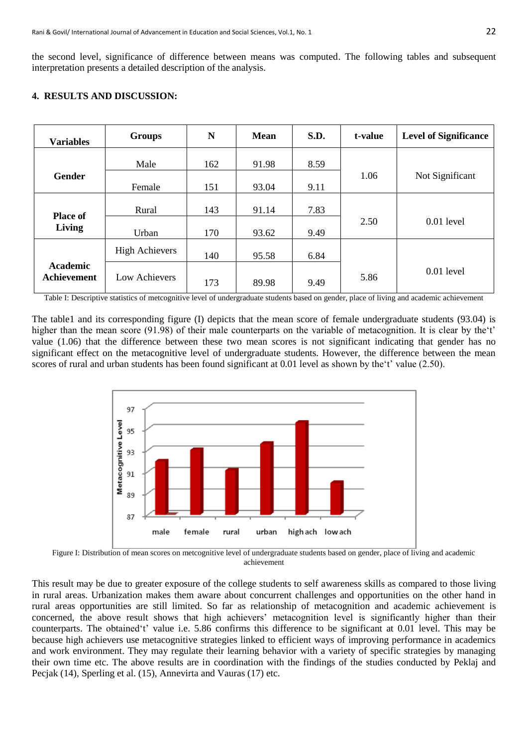the second level, significance of difference between means was computed. The following tables and subsequent interpretation presents a detailed description of the analysis.

## 4. RESULTS AND DISCUSSION:

| Variables | Groups | N | Mean | S.D. | t-value | Level of Significance |
|---|---|---|---|---|---|---|
| Gender | Male | 162 | 91.98 | 8.59 | 1.06 | Not Significant |
| | Female | 151 | 93.04 | 9.11 | | |
| Place of Living | Rural | 143 | 91.14 | 7.83 | 2.50 | 0.01 level |
| | Urban | 170 | 93.62 | 9.49 | | |
| Academic Achievement | High Achievers | 140 | 95.58 | 6.84 | 5.86 | 0.01 level |
| | Low Achievers | 173 | 89.98 | 9.49 | | |

Table I: Descriptive statistics of metcognitive level of undergraduate students based on gender, place of living and academic achievement

The table1 and its corresponding figure (I) depicts that the mean score of female undergraduate students (93.04) is higher than the mean score (91.98) of their male counterparts on the variable of metacognition. It is clear by the't' value (1.06) that the difference between these two mean scores is not significant indicating that gender has no significant effect on the metacognitive level of undergraduate students. However, the difference between the mean scores of rural and urban students has been found significant at 0.01 level as shown by the't' value (2.50).

Figure I: Distribution of mean scores on metcognitive level of undergraduate students based on gender, place of living and academic achievement

This result may be due to greater exposure of the college students to self awareness skills as compared to those living in rural areas. Urbanization makes them aware about concurrent challenges and opportunities on the other hand in rural areas opportunities are still limited. So far as relationship of metacognition and academic achievement is concerned, the above result shows that high achievers' metacognition level is significantly higher than their counterparts. The obtained't' value i.e. 5.86 confirms this difference to be significant at 0.01 level. This may be because high achievers use metacognitive strategies linked to efficient ways of improving performance in academics and work environment. They may regulate their learning behavior with a variety of specific strategies by managing their own time etc. The above results are in coordination with the findings of the studies conducted by Peklaj and Pecjak (14), Sperling et al. (15), Annevirta and Vauras (17) etc.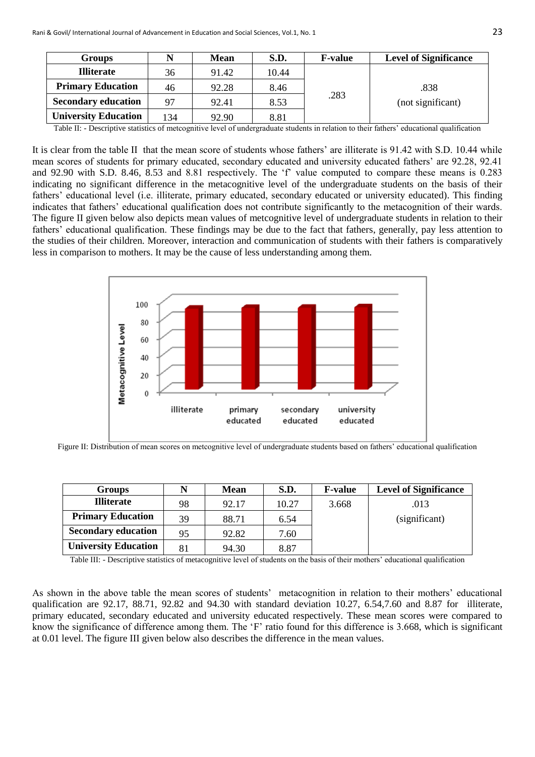| Groups | N | Mean | S.D. | F-value | Level of Significance |
|---|---|---|---|---|---|
| **Illiterate** | 36 | 91.42 | 10.44 | .283 | .838 (not significant) |
| **Primary Education** | 46 | 92.28 | 8.46 | | |
| **Secondary education** | 97 | 92.41 | 8.53 | | |
| **University Education** | 134 | 92.90 | 8.81 | | |

Table II: - Descriptive statistics of metcognitive level of undergraduate students in relation to their fathers' educational qualification

It is clear from the table II that the mean score of students whose fathers' are illiterate is 91.42 with S.D. 10.44 while mean scores of students for primary educated, secondary educated and university educated fathers' are 92.28, 92.41 and 92.90 with S.D. 8.46, 8.53 and 8.81 respectively. The 'f' value computed to compare these means is 0.283 indicating no significant difference in the metacognitive level of the undergraduate students on the basis of their fathers' educational level (i.e. illiterate, primary educated, secondary educated or university educated). This finding indicates that fathers' educational qualification does not contribute significantly to the metacognition of their wards. The figure II given below also depicts mean values of metcognitive level of undergraduate students in relation to their fathers' educational qualification. These findings may be due to the fact that fathers, generally, pay less attention to the studies of their children. Moreover, interaction and communication of students with their fathers is comparatively less in comparison to mothers. It may be the cause of less understanding among them.

Figure II: Distribution of mean scores on metcognitive level of undergraduate students based on fathers' educational qualification

| Groups | N | Mean | S.D. | F-value | Level of Significance |
|---|---|---|---|---|---|
| **Illiterate** | 98 | 92.17 | 10.27 | 3.668 | .013 (significant) |
| **Primary Education** | 39 | 88.71 | 6.54 | | |
| **Secondary education** | 95 | 92.82 | 7.60 | | |
| **University Education** | 81 | 94.30 | 8.87 | | |

Table III: - Descriptive statistics of metacognitive level of students on the basis of their mothers' educational qualification

As shown in the above table the mean scores of students' metacognition in relation to their mothers' educational qualification are 92.17, 88.71, 92.82 and 94.30 with standard deviation 10.27, 6.54,7.60 and 8.87 for illiterate, primary educated, secondary educated and university educated respectively. These mean scores were compared to know the significance of difference among them. The 'F' ratio found for this difference is 3.668, which is significant at 0.01 level. The figure III given below also describes the difference in the mean values.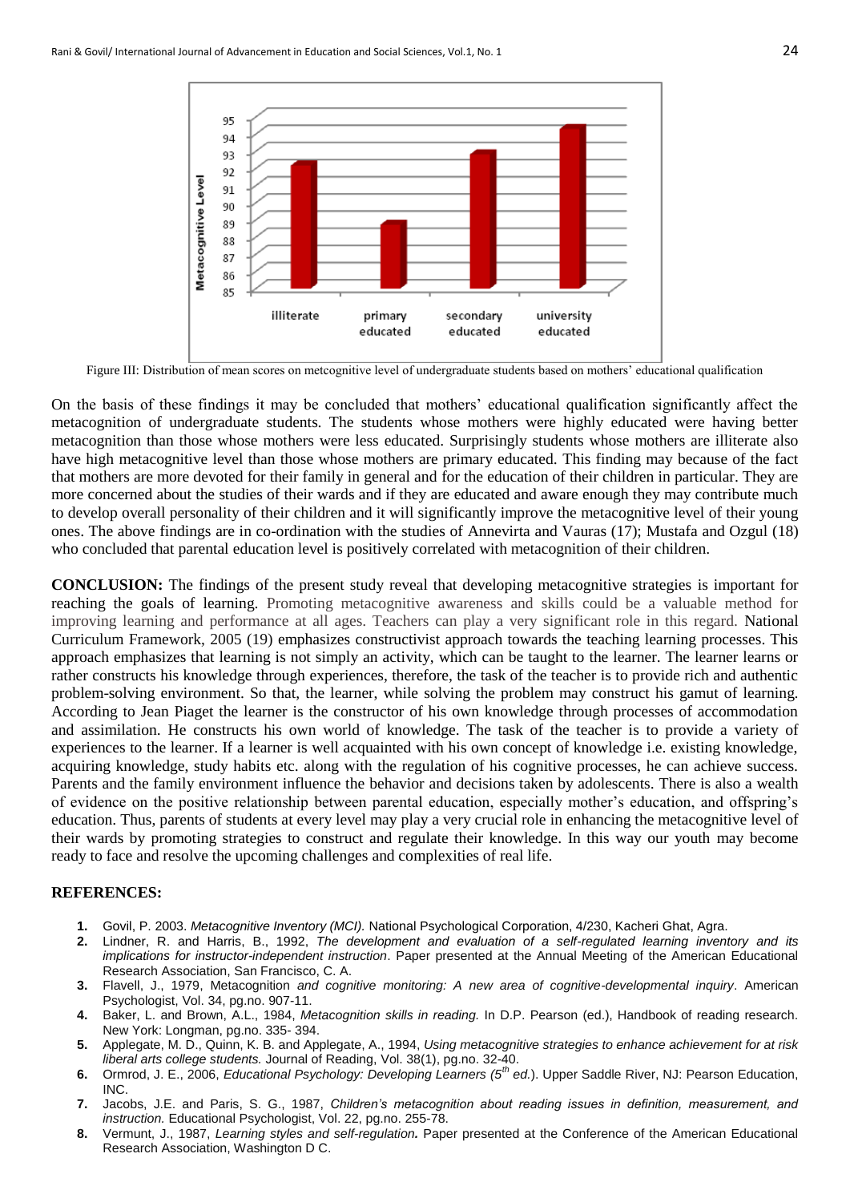Figure III: Distribution of mean scores on metcognitive level of undergraduate students based on mothers' educational qualification

On the basis of these findings it may be concluded that mothers' educational qualification significantly affect the metacognition of undergraduate students. The students whose mothers were highly educated were having better metacognition than those whose mothers were less educated. Surprisingly students whose mothers are illiterate also have high metacognitive level than those whose mothers are primary educated. This finding may because of the fact that mothers are more devoted for their family in general and for the education of their children in particular. They are more concerned about the studies of their wards and if they are educated and aware enough they may contribute much to develop overall personality of their children and it will significantly improve the metacognitive level of their young ones. The above findings are in co-ordination with the studies of Annevirta and Vauras (17); Mustafa and Ozgul (18) who concluded that parental education level is positively correlated with metacognition of their children.

**CONCLUSION:** The findings of the present study reveal that developing metacognitive strategies is important for reaching the goals of learning. Promoting metacognitive awareness and skills could be a valuable method for improving learning and performance at all ages. Teachers can play a very significant role in this regard. National Curriculum Framework, 2005 (19) emphasizes constructivist approach towards the teaching learning processes. This approach emphasizes that learning is not simply an activity, which can be taught to the learner. The learner learns or rather constructs his knowledge through experiences, therefore, the task of the teacher is to provide rich and authentic problem-solving environment. So that, the learner, while solving the problem may construct his gamut of learning. According to Jean Piaget the learner is the constructor of his own knowledge through processes of accommodation and assimilation. He constructs his own world of knowledge. The task of the teacher is to provide a variety of experiences to the learner. If a learner is well acquainted with his own concept of knowledge i.e. existing knowledge, acquiring knowledge, study habits etc. along with the regulation of his cognitive processes, he can achieve success. Parents and the family environment influence the behavior and decisions taken by adolescents. There is also a wealth of evidence on the positive relationship between parental education, especially mother's education, and offspring's education. Thus, parents of students at every level may play a very crucial role in enhancing the metacognitive level of their wards by promoting strategies to construct and regulate their knowledge. In this way our youth may become ready to face and resolve the upcoming challenges and complexities of real life.

## REFERENCES:

1. Govil, P. 2003. *Metacognitive Inventory (MCI).* National Psychological Corporation, 4/230, Kacheri Ghat, Agra.
2. Lindner, R. and Harris, B., 1992, *The development and evaluation of a self-regulated learning inventory and its implications for instructor-independent instruction*. Paper presented at the Annual Meeting of the American Educational Research Association, San Francisco, C. A.
3. Flavell, J., 1979, Metacognition *and cognitive monitoring: A new area of cognitive-developmental inquiry*. American Psychologist, Vol. 34, pg.no. 907-11.
4. Baker, L. and Brown, A.L., 1984, *Metacognition skills in reading.* In D.P. Pearson (ed.), Handbook of reading research. New York: Longman, pg.no. 335- 394.
5. Applegate, M. D., Quinn, K. B. and Applegate, A., 1994, *Using metacognitive strategies to enhance achievement for at risk liberal arts college students.* Journal of Reading, Vol. 38(1), pg.no. 32-40.
6. Ormrod, J. E., 2006, *Educational Psychology: Developing Learners (5th ed.)*. Upper Saddle River, NJ: Pearson Education, INC.
7. Jacobs, J.E. and Paris, S. G., 1987, *Children's metacognition about reading issues in definition, measurement, and instruction.* Educational Psychologist, Vol. 22, pg.no. 255-78.
8. Vermunt, J., 1987, *Learning styles and self-regulation.* Paper presented at the Conference of the American Educational Research Association, Washington D C.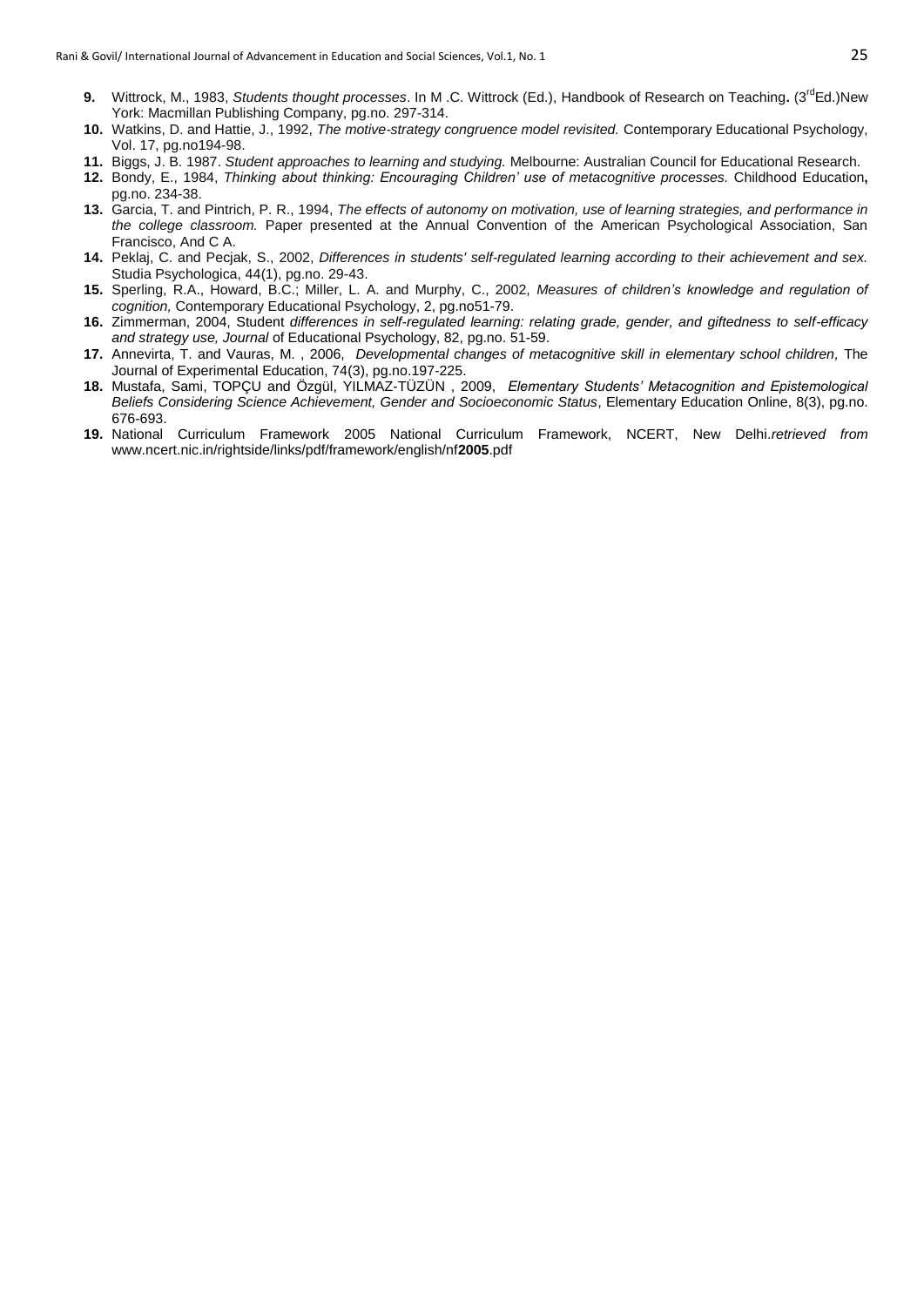9. Wittrock, M., 1983, *Students thought processes*. In M .C. Wittrock (Ed.), Handbook of Research on Teaching**.** (3rd Ed.)New York: Macmillan Publishing Company, pg.no. 297-314.
10. Watkins, D. and Hattie, J., 1992, *The motive-strategy congruence model revisited.* Contemporary Educational Psychology, Vol. 17, pg.no194-98.
11. Biggs, J. B. 1987. *Student approaches to learning and studying.* Melbourne: Australian Council for Educational Research.
12. Bondy, E., 1984, *Thinking about thinking: Encouraging Children' use of metacognitive processes.* Childhood Education**,** pg.no. 234-38.
13. Garcia, T. and Pintrich, P. R., 1994, *The effects of autonomy on motivation, use of learning strategies, and performance in the college classroom.* Paper presented at the Annual Convention of the American Psychological Association, San Francisco, And C A.
14. Peklaj, C. and Pecjak, S., 2002, *Differences in students' self-regulated learning according to their achievement and sex.* Studia Psychologica, 44(1), pg.no. 29-43.
15. Sperling, R.A., Howard, B.C.; Miller, L. A. and Murphy, C., 2002, *Measures of children's knowledge and regulation of cognition,* Contemporary Educational Psychology, 2, pg.no51-79.
16. Zimmerman, 2004, Student *differences in self-regulated learning: relating grade, gender, and giftedness to self-efficacy and strategy use, Journal* of Educational Psychology, 82, pg.no. 51-59.
17. Annevirta, T. and Vauras, M. , 2006, *Developmental changes of metacognitive skill in elementary school children,* The Journal of Experimental Education, 74(3), pg.no.197-225.
18. Mustafa, Sami, TOPÇU and Özgül, YILMAZ-TÜZÜN , 2009, *Elementary Students' Metacognition and Epistemological Beliefs Considering Science Achievement, Gender and Socioeconomic Status*, Elementary Education Online, 8(3), pg.no. 676-693.
19. National Curriculum Framework 2005 National Curriculum Framework, NCERT, New Delhi.*retrieved from* www.ncert.nic.in/rightside/links/pdf/framework/english/nf**2005**.pdf